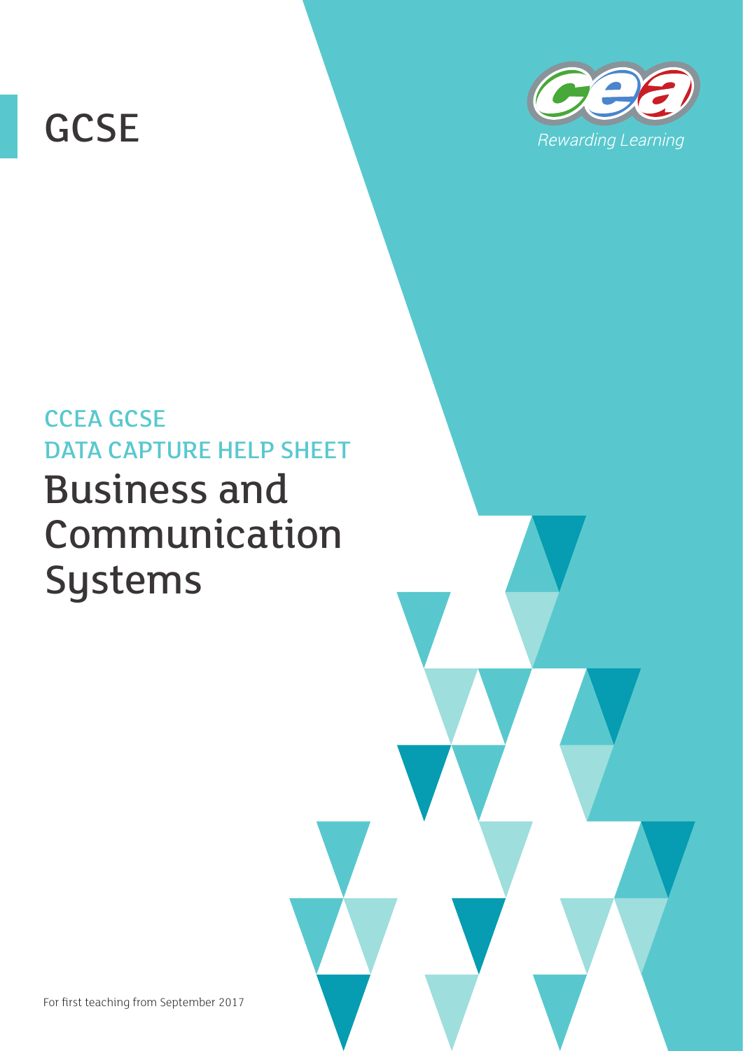GCSE

*Rewarding Learning*

CCEA GCSE

DATA CAPTURE HELP SHEET

# Business and Communication Systems

For first teaching from September 2017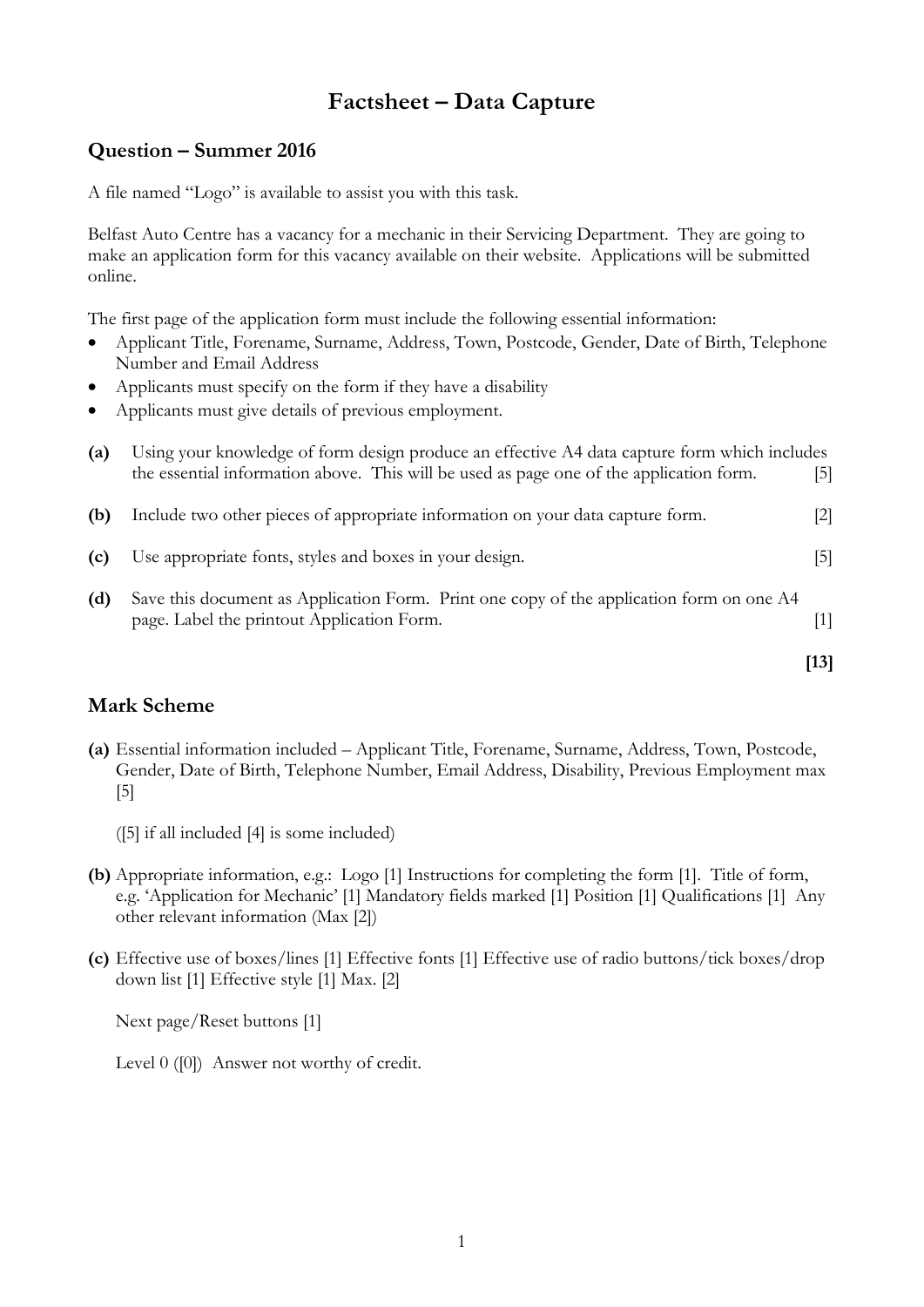# Factsheet – Data Capture

## Question – Summer 2016

A file named "Logo" is available to assist you with this task.

Belfast Auto Centre has a vacancy for a mechanic in their Servicing Department. They are going to make an application form for this vacancy available on their website. Applications will be submitted online.

The first page of the application form must include the following essential information:

- Applicant Title, Forename, Surname, Address, Town, Postcode, Gender, Date of Birth, Telephone Number and Email Address
- Applicants must specify on the form if they have a disability
- Applicants must give details of previous employment.

**(a)** Using your knowledge of form design produce an effective A4 data capture form which includes the essential information above. This will be used as page one of the application form. [5]

**(b)** Include two other pieces of appropriate information on your data capture form. [2]

**(c)** Use appropriate fonts, styles and boxes in your design. [5]

**(d)** Save this document as Application Form. Print one copy of the application form on one A4 page. Label the printout Application Form. [1]

**[13]**

## Mark Scheme

**(a)** Essential information included – Applicant Title, Forename, Surname, Address, Town, Postcode, Gender, Date of Birth, Telephone Number, Email Address, Disability, Previous Employment max [5]

([5] if all included [4] is some included)

**(b)** Appropriate information, e.g.: Logo [1] Instructions for completing the form [1]. Title of form, e.g. 'Application for Mechanic' [1] Mandatory fields marked [1] Position [1] Qualifications [1] Any other relevant information (Max [2])

**(c)** Effective use of boxes/lines [1] Effective fonts [1] Effective use of radio buttons/tick boxes/drop down list [1] Effective style [1] Max. [2]

Next page/Reset buttons [1]

Level 0 ([0]) Answer not worthy of credit.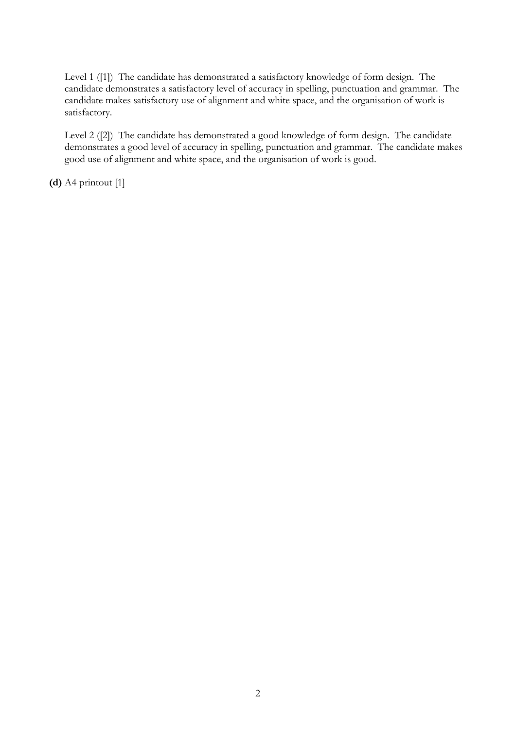Level 1 ([1])  The candidate has demonstrated a satisfactory knowledge of form design.  The candidate demonstrates a satisfactory level of accuracy in spelling, punctuation and grammar.  The candidate makes satisfactory use of alignment and white space, and the organisation of work is satisfactory.

Level 2 ([2])  The candidate has demonstrated a good knowledge of form design.  The candidate demonstrates a good level of accuracy in spelling, punctuation and grammar.  The candidate makes good use of alignment and white space, and the organisation of work is good.

**(d)** A4 printout [1]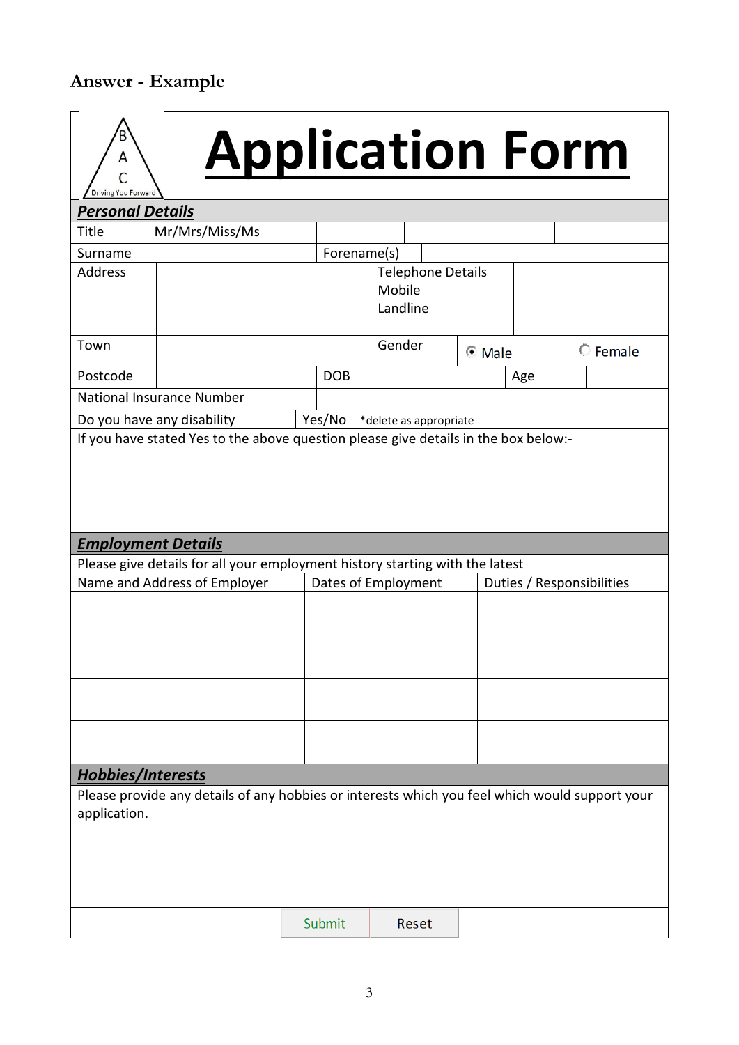## Answer - Example

B
A
C
Driving You Forward

# Application Form

| ***Personal Details*** | | | | | | | |
|---|---|---|---|---|---|---|---|
| Title | Mr/Mrs/Miss/Ms | | | | | | |
| Surname | | Forename(s) | | | | | |
| Address | | | Telephone Details<br>Mobile<br>Landline | | | | |
| Town | | | Gender | ◉ Male | | ○ Female | |
| Postcode | | DOB | | | Age | | |
| National Insurance Number | | | | | | | |
| Do you have any disability | | Yes/No *delete as appropriate | | | | | |
| If you have stated Yes to the above question please give details in the box below:- | | | | | | | |

| ***Employment Details*** | | |
|---|---|---|
| Please give details for all your employment history starting with the latest | | |
| Name and Address of Employer | Dates of Employment | Duties / Responsibilities |
| | | |
| | | |
| | | |
| | | |

| ***Hobbies/Interests*** |
|---|
| Please provide any details of any hobbies or interests which you feel which would support your application. |

Submit | Reset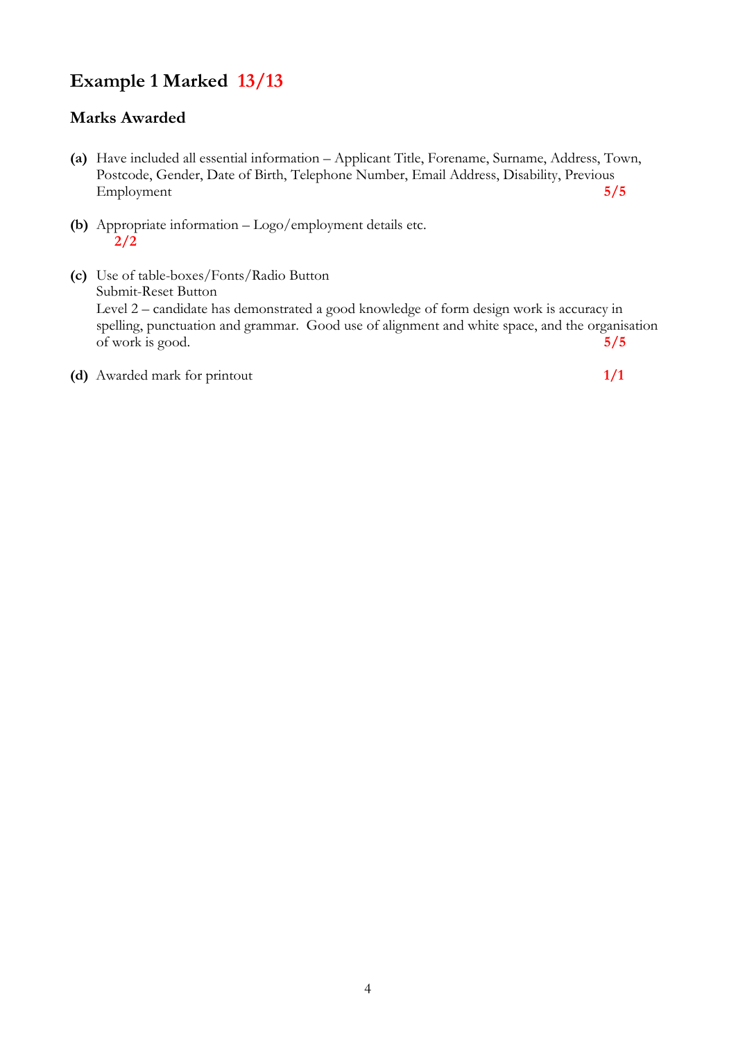# Example 1 Marked 13/13

## Marks Awarded

**(a)** Have included all essential information – Applicant Title, Forename, Surname, Address, Town, Postcode, Gender, Date of Birth, Telephone Number, Email Address, Disability, Previous Employment **5/5**

**(b)** Appropriate information – Logo/employment details etc. **2/2**

**(c)** Use of table-boxes/Fonts/Radio Button
Submit-Reset Button
Level 2 – candidate has demonstrated a good knowledge of form design work is accuracy in spelling, punctuation and grammar. Good use of alignment and white space, and the organisation of work is good. **5/5**

**(d)** Awarded mark for printout **1/1**